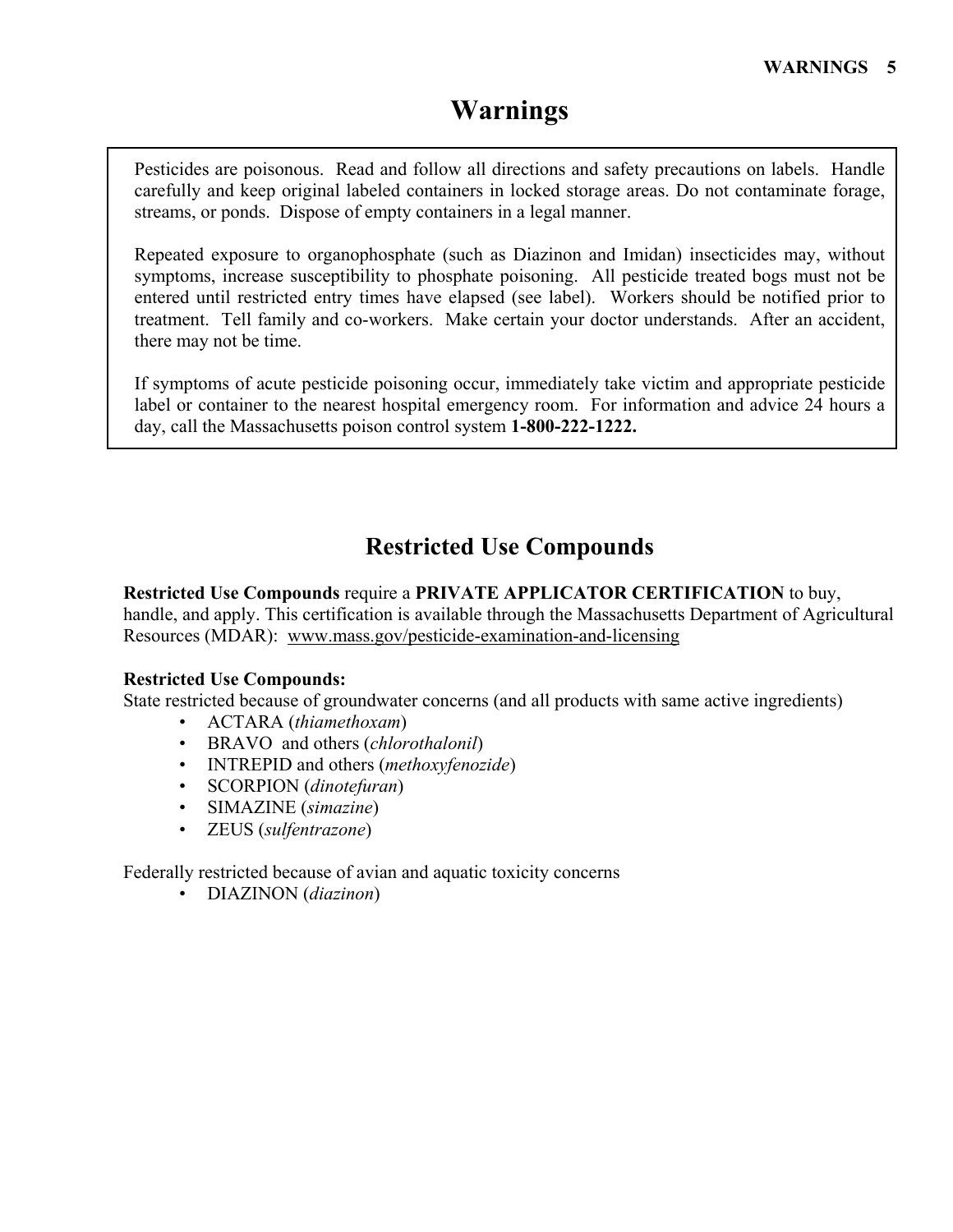# Warnings

Pesticides are poisonous. Read and follow all directions and safety precautions on labels. Handle carefully and keep original labeled containers in locked storage areas. Do not contaminate forage, streams, or ponds. Dispose of empty containers in a legal manner.

Repeated exposure to organophosphate (such as Diazinon and Imidan) insecticides may, without symptoms, increase susceptibility to phosphate poisoning. All pesticide treated bogs must not be entered until restricted entry times have elapsed (see label). Workers should be notified prior to treatment. Tell family and co-workers. Make certain your doctor understands. After an accident, there may not be time.

If symptoms of acute pesticide poisoning occur, immediately take victim and appropriate pesticide label or container to the nearest hospital emergency room. For information and advice 24 hours a day, call the Massachusetts poison control system **1-800-222-1222.**

## Restricted Use Compounds

**Restricted Use Compounds** require a **PRIVATE APPLICATOR CERTIFICATION** to buy, handle, and apply. This certification is available through the Massachusetts Department of Agricultural Resources (MDAR): www.mass.gov/pesticide-examination-and-licensing

**Restricted Use Compounds:**
State restricted because of groundwater concerns (and all products with same active ingredients)

- ACTARA (*thiamethoxam*)
- BRAVO and others (*chlorothalonil*)
- INTREPID and others (*methoxyfenozide*)
- SCORPION (*dinotefuran*)
- SIMAZINE (*simazine*)
- ZEUS (*sulfentrazone*)

Federally restricted because of avian and aquatic toxicity concerns

- DIAZINON (*diazinon*)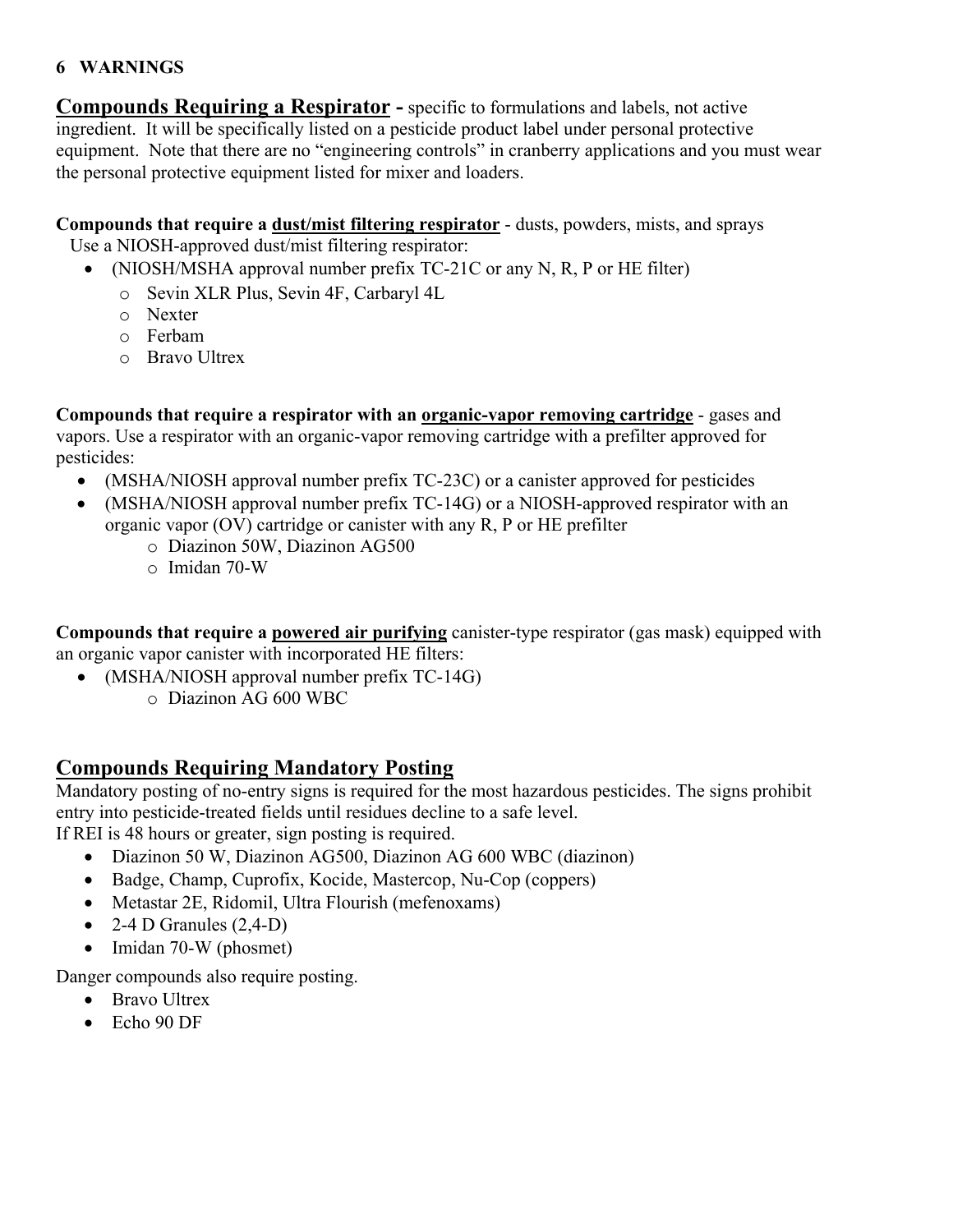## 6 WARNINGS

**Compounds Requiring a Respirator -** specific to formulations and labels, not active ingredient. It will be specifically listed on a pesticide product label under personal protective equipment. Note that there are no "engineering controls" in cranberry applications and you must wear the personal protective equipment listed for mixer and loaders.

**Compounds that require a dust/mist filtering respirator** - dusts, powders, mists, and sprays
Use a NIOSH-approved dust/mist filtering respirator:

- (NIOSH/MSHA approval number prefix TC-21C or any N, R, P or HE filter)
  - Sevin XLR Plus, Sevin 4F, Carbaryl 4L
  - Nexter
  - Ferbam
  - Bravo Ultrex

**Compounds that require a respirator with an organic-vapor removing cartridge** - gases and vapors. Use a respirator with an organic-vapor removing cartridge with a prefilter approved for pesticides:

- (MSHA/NIOSH approval number prefix TC-23C) or a canister approved for pesticides
- (MSHA/NIOSH approval number prefix TC-14G) or a NIOSH-approved respirator with an organic vapor (OV) cartridge or canister with any R, P or HE prefilter
  - Diazinon 50W, Diazinon AG500
  - Imidan 70-W

**Compounds that require a powered air purifying** canister-type respirator (gas mask) equipped with an organic vapor canister with incorporated HE filters:

- (MSHA/NIOSH approval number prefix TC-14G)
  - Diazinon AG 600 WBC

## Compounds Requiring Mandatory Posting

Mandatory posting of no-entry signs is required for the most hazardous pesticides. The signs prohibit entry into pesticide-treated fields until residues decline to a safe level.
If REI is 48 hours or greater, sign posting is required.

- Diazinon 50 W, Diazinon AG500, Diazinon AG 600 WBC (diazinon)
- Badge, Champ, Cuprofix, Kocide, Mastercop, Nu-Cop (coppers)
- Metastar 2E, Ridomil, Ultra Flourish (mefenoxams)
- 2-4 D Granules (2,4-D)
- Imidan 70-W (phosmet)

Danger compounds also require posting.

- Bravo Ultrex
- Echo 90 DF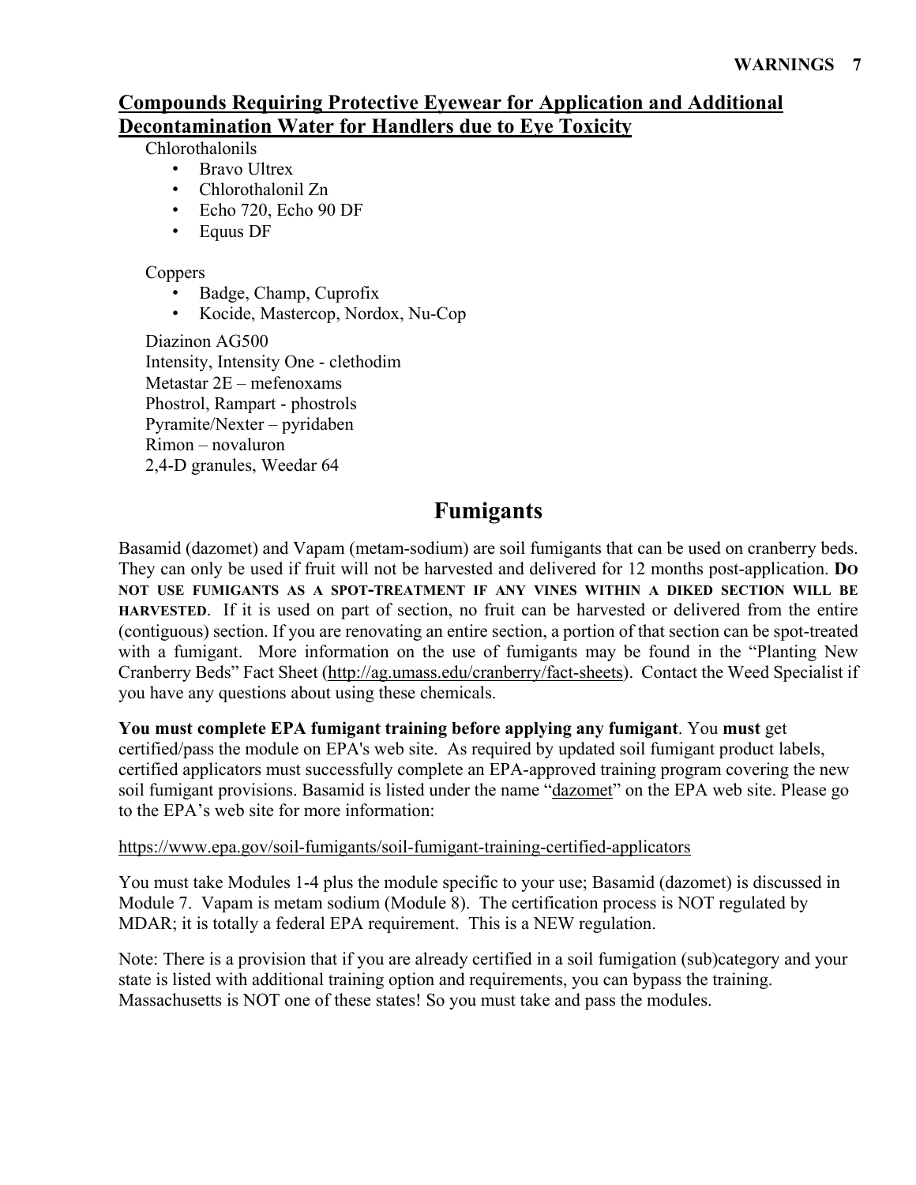## Compounds Requiring Protective Eyewear for Application and Additional Decontamination Water for Handlers due to Eye Toxicity

Chlorothalonils

- Bravo Ultrex
- Chlorothalonil Zn
- Echo 720, Echo 90 DF
- Equus DF

Coppers

- Badge, Champ, Cuprofix
- Kocide, Mastercop, Nordox, Nu-Cop

Diazinon AG500
Intensity, Intensity One - clethodim
Metastar 2E – mefenoxams
Phostrol, Rampart - phostrols
Pyramite/Nexter – pyridaben
Rimon – novaluron
2,4-D granules, Weedar 64

# Fumigants

Basamid (dazomet) and Vapam (metam-sodium) are soil fumigants that can be used on cranberry beds. They can only be used if fruit will not be harvested and delivered for 12 months post-application. **DO NOT USE FUMIGANTS AS A SPOT-TREATMENT IF ANY VINES WITHIN A DIKED SECTION WILL BE HARVESTED**. If it is used on part of section, no fruit can be harvested or delivered from the entire (contiguous) section. If you are renovating an entire section, a portion of that section can be spot-treated with a fumigant. More information on the use of fumigants may be found in the "Planting New Cranberry Beds" Fact Sheet (http://ag.umass.edu/cranberry/fact-sheets). Contact the Weed Specialist if you have any questions about using these chemicals.

**You must complete EPA fumigant training before applying any fumigant**. You **must** get certified/pass the module on EPA's web site. As required by updated soil fumigant product labels, certified applicators must successfully complete an EPA-approved training program covering the new soil fumigant provisions. Basamid is listed under the name "dazomet" on the EPA web site. Please go to the EPA's web site for more information:

https://www.epa.gov/soil-fumigants/soil-fumigant-training-certified-applicators

You must take Modules 1-4 plus the module specific to your use; Basamid (dazomet) is discussed in Module 7. Vapam is metam sodium (Module 8). The certification process is NOT regulated by MDAR; it is totally a federal EPA requirement. This is a NEW regulation.

Note: There is a provision that if you are already certified in a soil fumigation (sub)category and your state is listed with additional training option and requirements, you can bypass the training. Massachusetts is NOT one of these states! So you must take and pass the modules.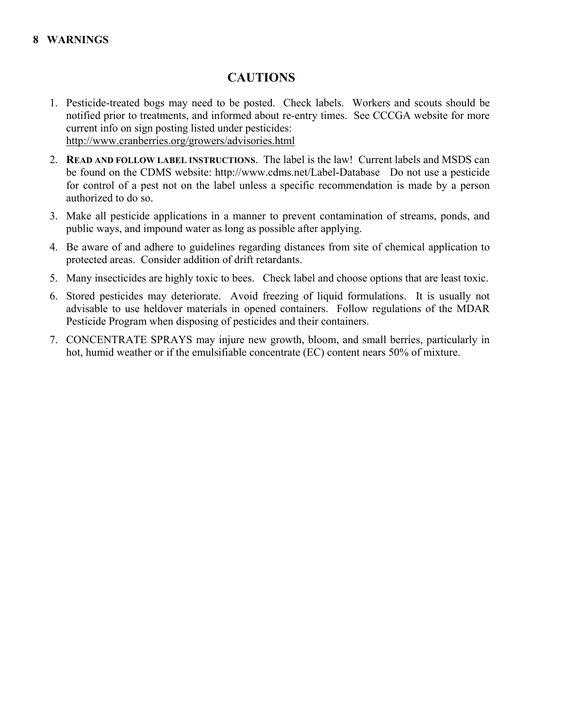## CAUTIONS

1. Pesticide-treated bogs may need to be posted. Check labels. Workers and scouts should be notified prior to treatments, and informed about re-entry times. See CCCGA website for more current info on sign posting listed under pesticides: http://www.cranberries.org/growers/advisories.html
2. **READ AND FOLLOW LABEL INSTRUCTIONS**. The label is the law! Current labels and MSDS can be found on the CDMS website: http://www.cdms.net/Label-Database Do not use a pesticide for control of a pest not on the label unless a specific recommendation is made by a person authorized to do so.
3. Make all pesticide applications in a manner to prevent contamination of streams, ponds, and public ways, and impound water as long as possible after applying.
4. Be aware of and adhere to guidelines regarding distances from site of chemical application to protected areas. Consider addition of drift retardants.
5. Many insecticides are highly toxic to bees. Check label and choose options that are least toxic.
6. Stored pesticides may deteriorate. Avoid freezing of liquid formulations. It is usually not advisable to use heldover materials in opened containers. Follow regulations of the MDAR Pesticide Program when disposing of pesticides and their containers.
7. CONCENTRATE SPRAYS may injure new growth, bloom, and small berries, particularly in hot, humid weather or if the emulsifiable concentrate (EC) content nears 50% of mixture.